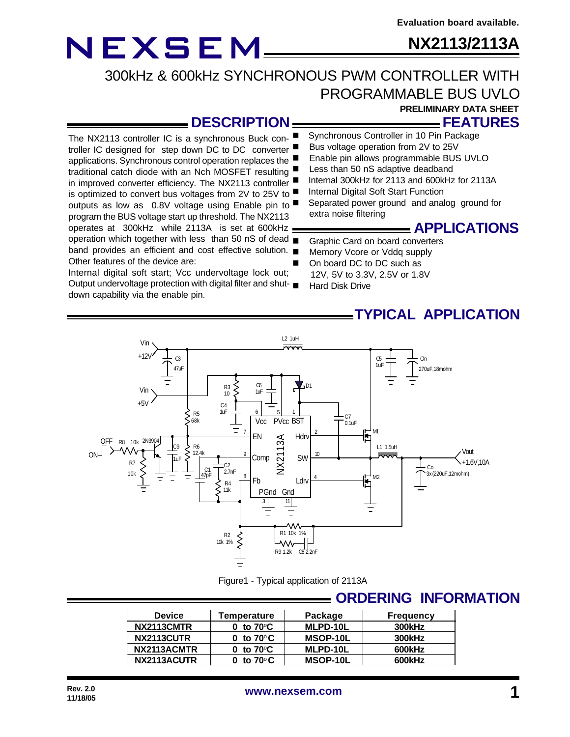Evaluation board available.

# NEXSEM

# NX2113/2113A

## 300kHz & 600kHz SYNCHRONOUS PWM CONTROLLER WITH PROGRAMMABLE BUS UVLO

**PRELIMINARY DATA SHEET**

## DESCRIPTION

The NX2113 controller IC is a synchronous Buck controller IC designed for step down DC to DC converter applications. Synchronous control operation replaces the traditional catch diode with an Nch MOSFET resulting in improved converter efficiency. The NX2113 controller is optimized to convert bus voltages from 2V to 25V to outputs as low as 0.8V voltage using Enable pin to program the BUS voltage start up threshold. The NX2113 operates at 300kHz while 2113A is set at 600kHz operation which together with less than 50 nS of dead band provides an efficient and cost effective solution. Other features of the device are:

Internal digital soft start; Vcc undervoltage lock out; Output undervoltage protection with digital filter and shutdown capability via the enable pin.

## FEATURES

- Synchronous Controller in 10 Pin Package
- Bus voltage operation from 2V to 25V
- Enable pin allows programmable BUS UVLO
- Less than 50 nS adaptive deadband
- Internal 300kHz for 2113 and 600kHz for 2113A
- Internal Digital Soft Start Function
- Separated power ground and analog ground for extra noise filtering

## APPLICATIONS

- Graphic Card on board converters
- Memory Vcore or Vddq supply
- On board DC to DC such as 12V, 5V to 3.3V, 2.5V or 1.8V
- Hard Disk Drive

## TYPICAL APPLICATION

Figure1 - Typical application of 2113A

## ORDERING INFORMATION

| Device | Temperature | Package | Frequency |
|---|---|---|---|
| NX2113CMTR | 0 to 70°C | MLPD-10L | 300kHz |
| NX2113CUTR | 0 to 70°C | MSOP-10L | 300kHz |
| NX2113ACMTR | 0 to 70°C | MLPD-10L | 600kHz |
| NX2113ACUTR | 0 to 70°C | MSOP-10L | 600kHz |

Rev. 2.0
11/18/05

www.nexsem.com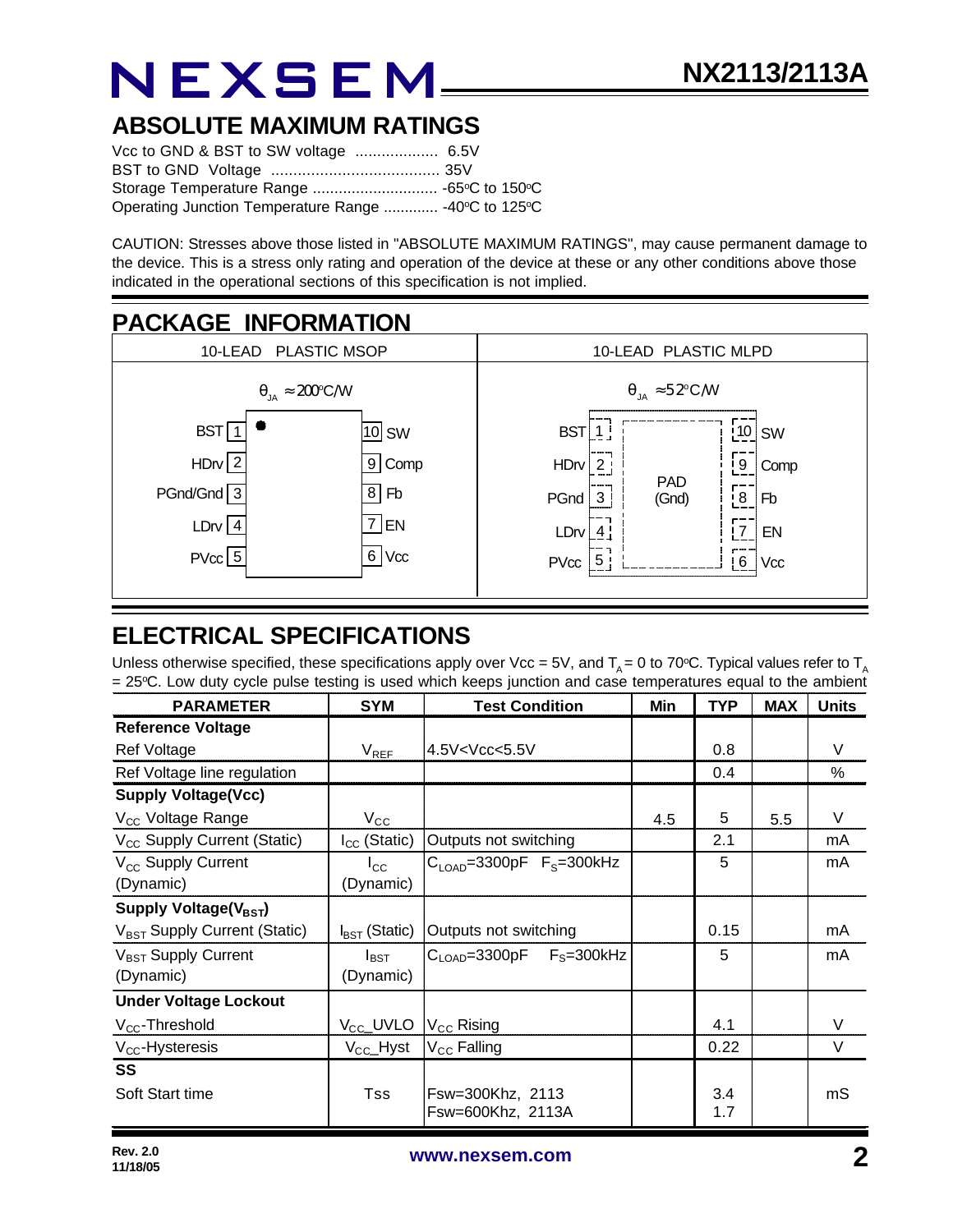## ABSOLUTE MAXIMUM RATINGS

Vcc to GND & BST to SW voltage ................... 6.5V
BST to GND Voltage ...................................... 35V
Storage Temperature Range ............................ -65°C to 150°C
Operating Junction Temperature Range ............ -40°C to 125°C

CAUTION: Stresses above those listed in "ABSOLUTE MAXIMUM RATINGS", may cause permanent damage to the device. This is a stress only rating and operation of the device at these or any other conditions above those indicated in the operational sections of this specification is not implied.

## PACKAGE INFORMATION

| 10-LEAD PLASTIC MSOP | 10-LEAD PLASTIC MLPD |
|---|---|
| $\theta_{JA} \approx 200°C/W$ | $\theta_{JA} \approx 52°C/W$ |
| BST 1 — 10 SW | BST 1 — 10 SW |
| HDrv 2 — 9 Comp | HDrv 2 — 9 Comp |
| PGnd/Gnd 3 — 8 Fb | PGnd 3 — 8 Fb |
| LDrv 4 — 7 EN | LDrv 4 — 7 EN |
| PVcc 5 — 6 Vcc | PVcc 5 — 6 Vcc |
| | PAD (Gnd) |

## ELECTRICAL SPECIFICATIONS

Unless otherwise specified, these specifications apply over Vcc = 5V, and $T_A$ = 0 to 70°C. Typical values refer to $T_A$ = 25°C. Low duty cycle pulse testing is used which keeps junction and case temperatures equal to the ambient

| PARAMETER | SYM | Test Condition | Min | TYP | MAX | Units |
|---|---|---|---|---|---|---|
| **Reference Voltage** | | | | | | |
| Ref Voltage | $V_{REF}$ | 4.5V<Vcc<5.5V | | 0.8 | | V |
| Ref Voltage line regulation | | | | 0.4 | | % |
| **Supply Voltage(Vcc)** | | | | | | |
| $V_{CC}$ Voltage Range | $V_{CC}$ | | 4.5 | 5 | 5.5 | V |
| $V_{CC}$ Supply Current (Static) | $I_{CC}$ (Static) | Outputs not switching | | 2.1 | | mA |
| $V_{CC}$ Supply Current (Dynamic) | $I_{CC}$ (Dynamic) | $C_{LOAD}$=3300pF $F_S$=300kHz | | 5 | | mA |
| **Supply Voltage($V_{BST}$)** | | | | | | |
| $V_{BST}$ Supply Current (Static) | $I_{BST}$ (Static) | Outputs not switching | | 0.15 | | mA |
| $V_{BST}$ Supply Current (Dynamic) | $I_{BST}$ (Dynamic) | $C_{LOAD}$=3300pF $F_S$=300kHz | | 5 | | mA |
| **Under Voltage Lockout** | | | | | | |
| $V_{CC}$-Threshold | $V_{CC}$_UVLO | $V_{CC}$ Rising | | 4.1 | | V |
| $V_{CC}$-Hysteresis | $V_{CC}$_Hyst | $V_{CC}$ Falling | | 0.22 | | V |
| **SS** | | | | | | |
| Soft Start time | Tss | Fsw=300Khz, 2113<br>Fsw=600Khz, 2113A | | 3.4<br>1.7 | | mS |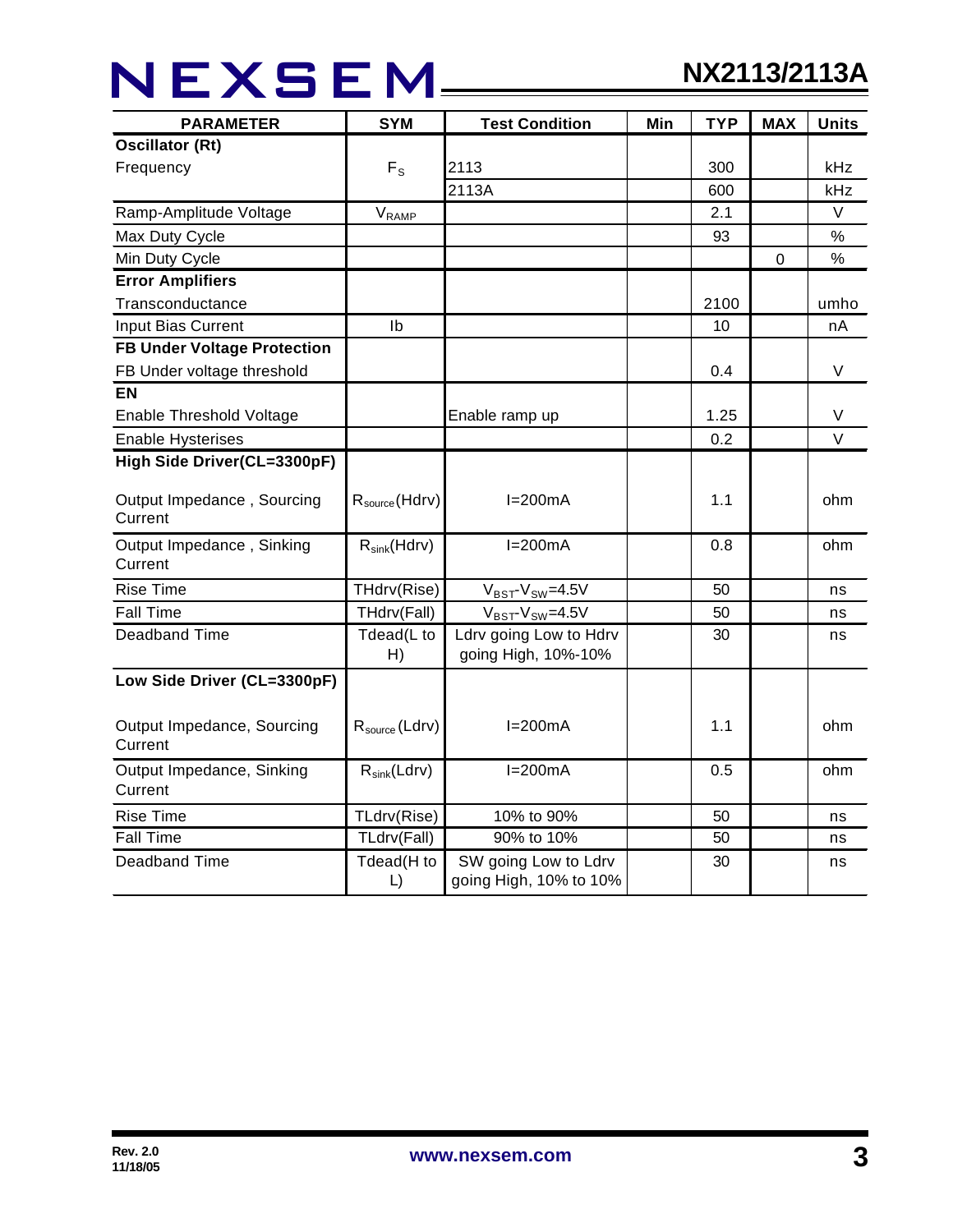| PARAMETER | SYM | Test Condition | Min | TYP | MAX | Units |
|---|---|---|---|---|---|---|
| **Oscillator (Rt)** | | | | | | |
| Frequency | $F_S$ | 2113 | | 300 | | kHz |
| | | 2113A | | 600 | | kHz |
| Ramp-Amplitude Voltage | $V_{RAMP}$ | | | 2.1 | | V |
| Max Duty Cycle | | | | 93 | | % |
| Min Duty Cycle | | | | | 0 | % |
| **Error Amplifiers** | | | | | | |
| Transconductance | | | | 2100 | | umho |
| Input Bias Current | Ib | | | 10 | | nA |
| **FB Under Voltage Protection** | | | | | | |
| FB Under voltage threshold | | | | 0.4 | | V |
| **EN** | | | | | | |
| Enable Threshold Voltage | | Enable ramp up | | 1.25 | | V |
| Enable Hysterises | | | | 0.2 | | V |
| **High Side Driver(CL=3300pF)** | | | | | | |
| Output Impedance , Sourcing Current | $R_{source}$(Hdrv) | I=200mA | | 1.1 | | ohm |
| Output Impedance , Sinking Current | $R_{sink}$(Hdrv) | I=200mA | | 0.8 | | ohm |
| Rise Time | THdrv(Rise) | $V_{BST}$-$V_{SW}$=4.5V | | 50 | | ns |
| Fall Time | THdrv(Fall) | $V_{BST}$-$V_{SW}$=4.5V | | 50 | | ns |
| Deadband Time | Tdead(L to H) | Ldrv going Low to Hdrv going High, 10%-10% | | 30 | | ns |
| **Low Side Driver (CL=3300pF)** | | | | | | |
| Output Impedance, Sourcing Current | $R_{source}$(Ldrv) | I=200mA | | 1.1 | | ohm |
| Output Impedance, Sinking Current | $R_{sink}$(Ldrv) | I=200mA | | 0.5 | | ohm |
| Rise Time | TLdrv(Rise) | 10% to 90% | | 50 | | ns |
| Fall Time | TLdrv(Fall) | 90% to 10% | | 50 | | ns |
| Deadband Time | Tdead(H to L) | SW going Low to Ldrv going High, 10% to 10% | | 30 | | ns |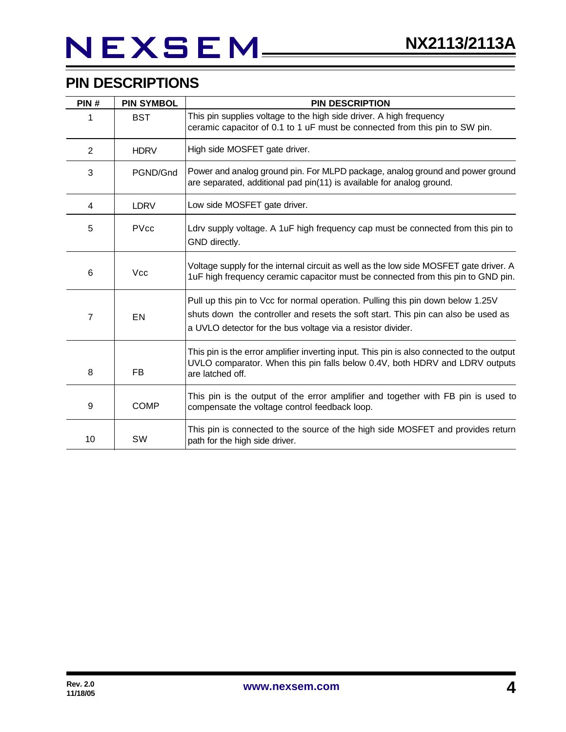## PIN DESCRIPTIONS

| PIN # | PIN SYMBOL | PIN DESCRIPTION |
|---|---|---|
| 1 | BST | This pin supplies voltage to the high side driver. A high frequency ceramic capacitor of 0.1 to 1 uF must be connected from this pin to SW pin. |
| 2 | HDRV | High side MOSFET gate driver. |
| 3 | PGND/Gnd | Power and analog ground pin. For MLPD package, analog ground and power ground are separated, additional pad pin(11) is available for analog ground. |
| 4 | LDRV | Low side MOSFET gate driver. |
| 5 | PVcc | Ldrv supply voltage. A 1uF high frequency cap must be connected from this pin to GND directly. |
| 6 | Vcc | Voltage supply for the internal circuit as well as the low side MOSFET gate driver. A 1uF high frequency ceramic capacitor must be connected from this pin to GND pin. |
| 7 | EN | Pull up this pin to Vcc for normal operation. Pulling this pin down below 1.25V shuts down the controller and resets the soft start. This pin can also be used as a UVLO detector for the bus voltage via a resistor divider. |
| 8 | FB | This pin is the error amplifier inverting input. This pin is also connected to the output UVLO comparator. When this pin falls below 0.4V, both HDRV and LDRV outputs are latched off. |
| 9 | COMP | This pin is the output of the error amplifier and together with FB pin is used to compensate the voltage control feedback loop. |
| 10 | SW | This pin is connected to the source of the high side MOSFET and provides return path for the high side driver. |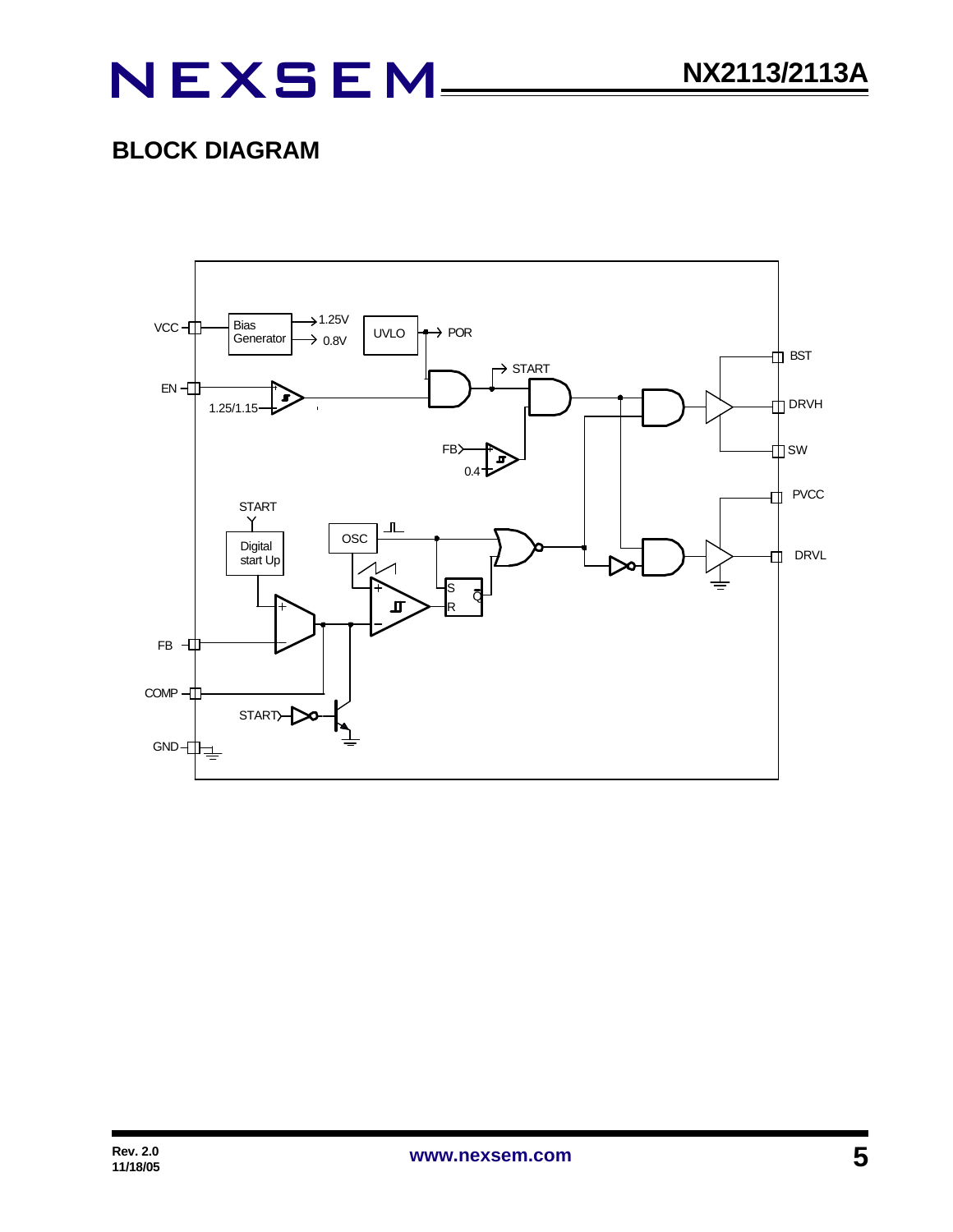## BLOCK DIAGRAM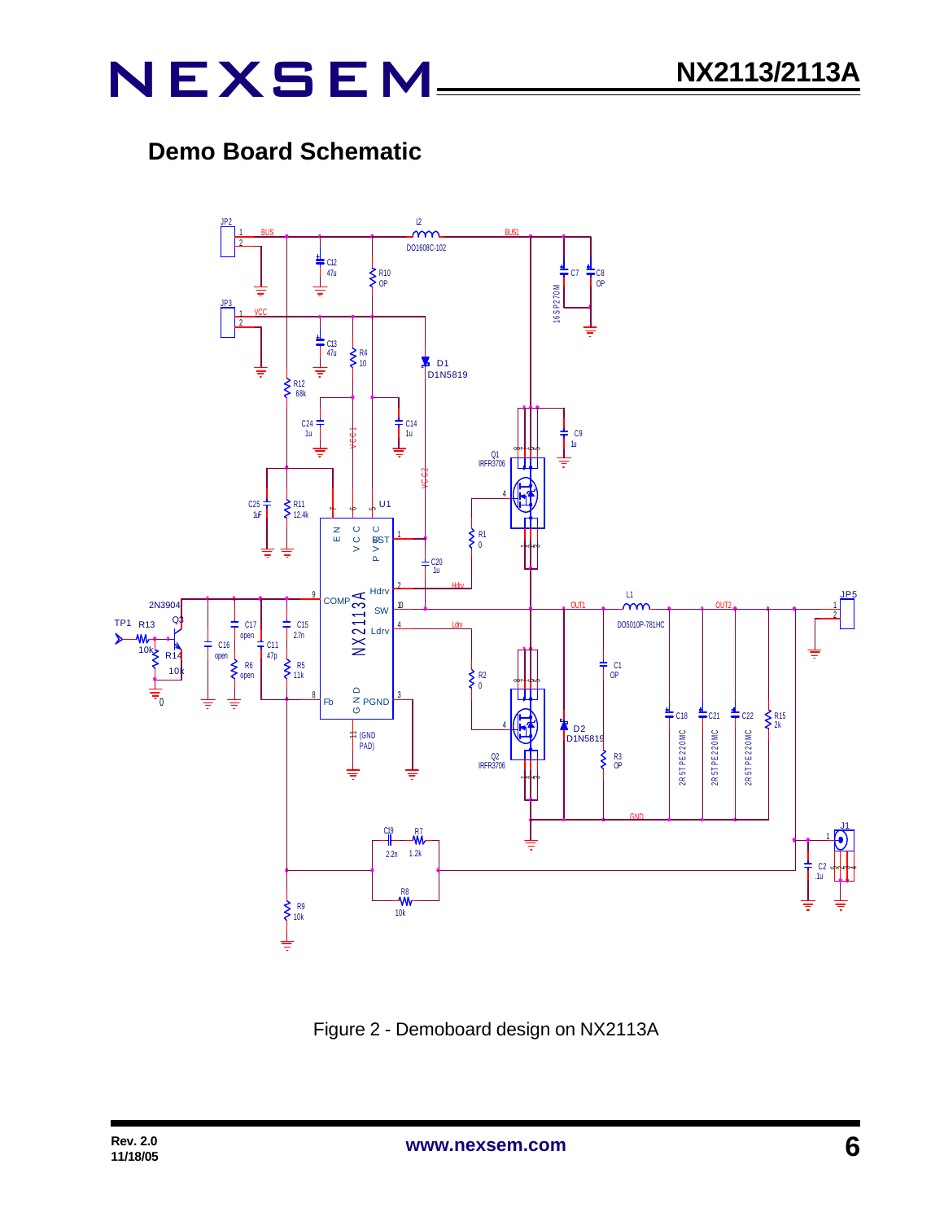## Demo Board Schematic

Figure 2 - Demoboard design on NX2113A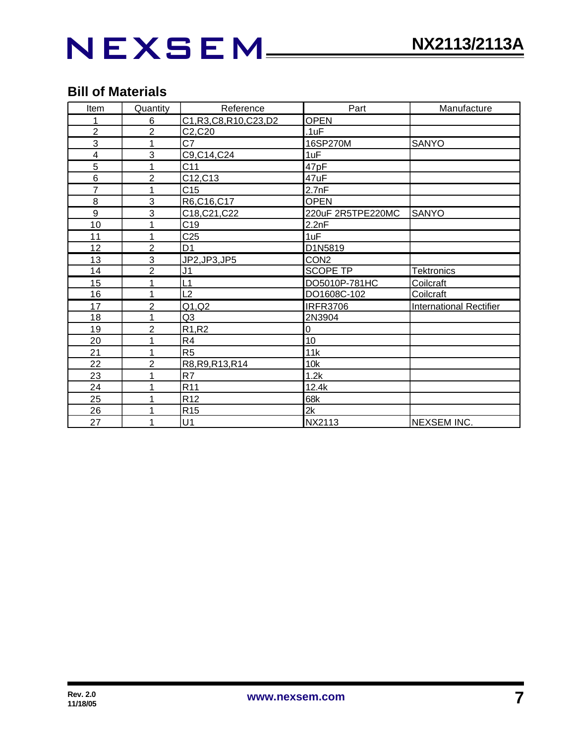## Bill of Materials

| Item | Quantity | Reference | Part | Manufacture |
|---|---|---|---|---|
| 1 | 6 | C1,R3,C8,R10,C23,D2 | OPEN | |
| 2 | 2 | C2,C20 | .1uF | |
| 3 | 1 | C7 | 16SP270M | SANYO |
| 4 | 3 | C9,C14,C24 | 1uF | |
| 5 | 1 | C11 | 47pF | |
| 6 | 2 | C12,C13 | 47uF | |
| 7 | 1 | C15 | 2.7nF | |
| 8 | 3 | R6,C16,C17 | OPEN | |
| 9 | 3 | C18,C21,C22 | 220uF 2R5TPE220MC | SANYO |
| 10 | 1 | C19 | 2.2nF | |
| 11 | 1 | C25 | 1uF | |
| 12 | 2 | D1 | D1N5819 | |
| 13 | 3 | JP2,JP3,JP5 | CON2 | |
| 14 | 2 | J1 | SCOPE TP | Tektronics |
| 15 | 1 | L1 | DO5010P-781HC | Coilcraft |
| 16 | 1 | L2 | DO1608C-102 | Coilcraft |
| 17 | 2 | Q1,Q2 | IRFR3706 | International Rectifier |
| 18 | 1 | Q3 | 2N3904 | |
| 19 | 2 | R1,R2 | 0 | |
| 20 | 1 | R4 | 10 | |
| 21 | 1 | R5 | 11k | |
| 22 | 2 | R8,R9,R13,R14 | 10k | |
| 23 | 1 | R7 | 1.2k | |
| 24 | 1 | R11 | 12.4k | |
| 25 | 1 | R12 | 68k | |
| 26 | 1 | R15 | 2k | |
| 27 | 1 | U1 | NX2113 | NEXSEM INC. |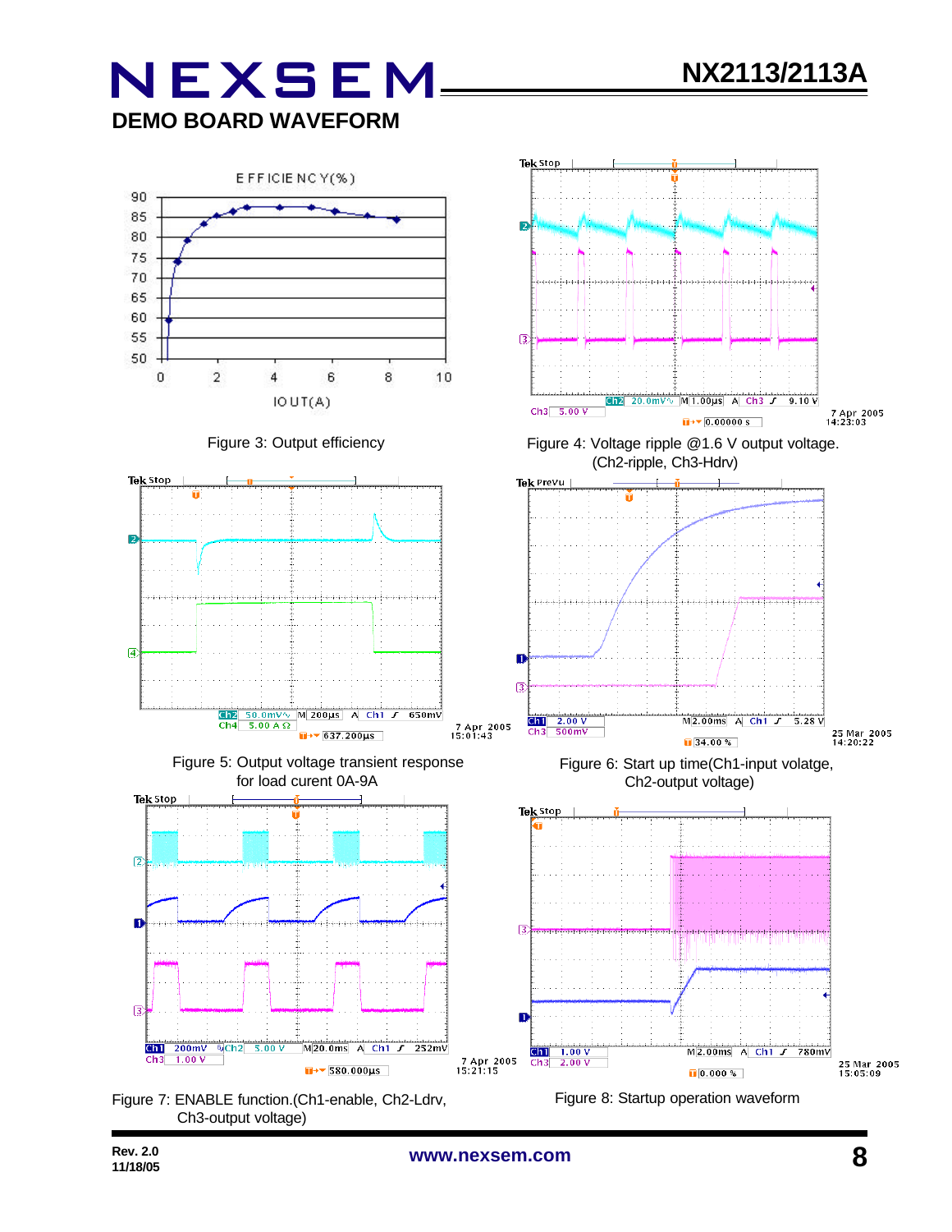## DEMO BOARD WAVEFORM

Figure 3: Output efficiency

Figure 4: Voltage ripple @1.6 V output voltage. (Ch2-ripple, Ch3-Hdrv)

Figure 5: Output voltage transient response for load curent 0A-9A

Figure 6: Start up time(Ch1-input volatge, Ch2-output voltage)

Figure 7: ENABLE function.(Ch1-enable, Ch2-Ldrv, Ch3-output voltage)

Figure 8: Startup operation waveform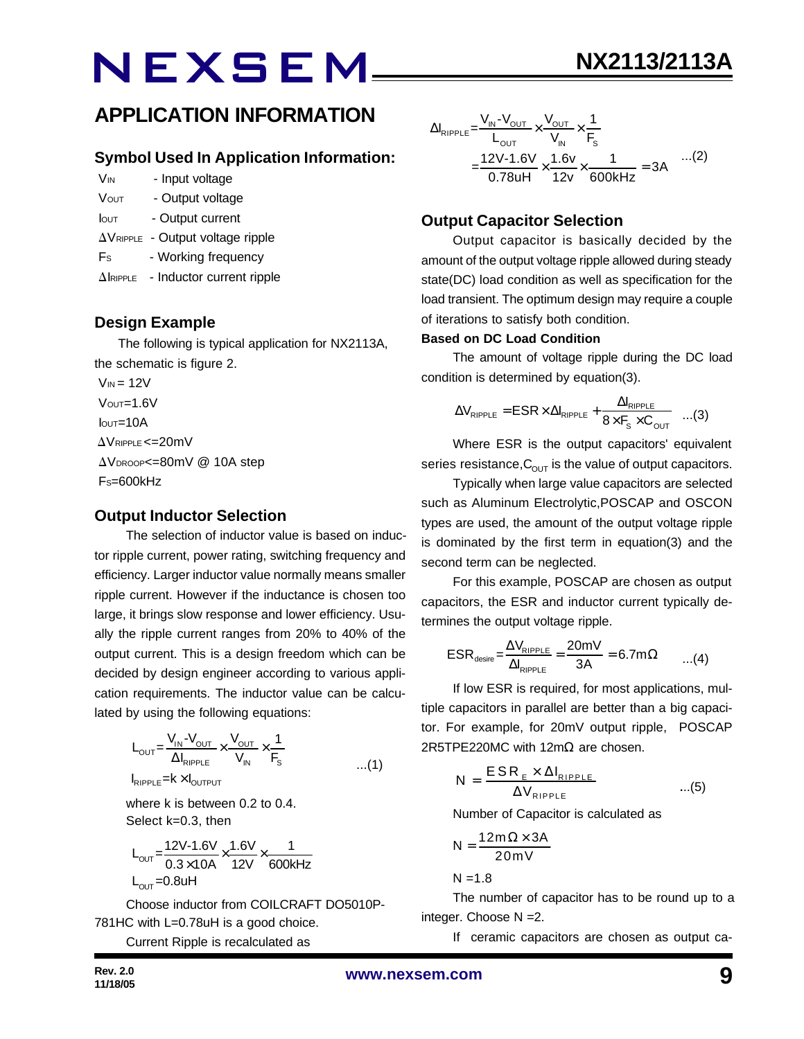## APPLICATION INFORMATION

### Symbol Used In Application Information:

$V_{IN}$ - Input voltage

$V_{OUT}$ - Output voltage

$I_{OUT}$ - Output current

$\Delta V_{RIPPLE}$ - Output voltage ripple

$F_S$ - Working frequency

$\Delta I_{RIPPLE}$ - Inductor current ripple

### Design Example

The following is typical application for NX2113A, the schematic is figure 2.

$V_{IN} = 12V$

$V_{OUT}=1.6V$

$I_{OUT}=10A$

$\Delta V_{RIPPLE}<=20mV$

$\Delta V_{DROOP}<=80mV$ @ 10A step

$F_S=600kHz$

### Output Inductor Selection

The selection of inductor value is based on inductor ripple current, power rating, switching frequency and efficiency. Larger inductor value normally means smaller ripple current. However if the inductance is chosen too large, it brings slow response and lower efficiency. Usually the ripple current ranges from 20% to 40% of the output current. This is a design freedom which can be decided by design engineer according to various application requirements. The inductor value can be calculated by using the following equations:

$$L_{OUT}=\frac{V_{IN}-V_{OUT}}{\Delta I_{RIPPLE}}\times\frac{V_{OUT}}{V_{IN}}\times\frac{1}{F_S} \qquad ...(1)$$

$$I_{RIPPLE}=k\times I_{OUTPUT}$$

where k is between 0.2 to 0.4.

Select k=0.3, then

$$L_{OUT}=\frac{12V-1.6V}{0.3\times 10A}\times\frac{1.6V}{12V}\times\frac{1}{600kHz}$$

$$L_{OUT}=0.8uH$$

Choose inductor from COILCRAFT DO5010P-781HC with L=0.78uH is a good choice.

Current Ripple is recalculated as

$$\Delta I_{RIPPLE}=\frac{V_{IN}-V_{OUT}}{L_{OUT}}\times\frac{V_{OUT}}{V_{IN}}\times\frac{1}{F_S}$$

$$=\frac{12V-1.6V}{0.78uH}\times\frac{1.6v}{12v}\times\frac{1}{600kHz}=3A \qquad ...(2)$$

### Output Capacitor Selection

Output capacitor is basically decided by the amount of the output voltage ripple allowed during steady state(DC) load condition as well as specification for the load transient. The optimum design may require a couple of iterations to satisfy both condition.

**Based on DC Load Condition**

The amount of voltage ripple during the DC load condition is determined by equation(3).

$$\Delta V_{RIPPLE}=ESR\times\Delta I_{RIPPLE}+\frac{\Delta I_{RIPPLE}}{8\times F_S\times C_{OUT}} \qquad ...(3)$$

Where ESR is the output capacitors' equivalent series resistance, $C_{OUT}$ is the value of output capacitors.

Typically when large value capacitors are selected such as Aluminum Electrolytic, POSCAP and OSCON types are used, the amount of the output voltage ripple is dominated by the first term in equation(3) and the second term can be neglected.

For this example, POSCAP are chosen as output capacitors, the ESR and inductor current typically determines the output voltage ripple.

$$ESR_{desire}=\frac{\Delta V_{RIPPLE}}{\Delta I_{RIPPLE}}=\frac{20mV}{3A}=6.7m\Omega \qquad ...(4)$$

If low ESR is required, for most applications, multiple capacitors in parallel are better than a big capacitor. For example, for 20mV output ripple, POSCAP 2R5TPE220MC with 12mΩ are chosen.

$$N=\frac{ESR_E\times\Delta I_{RIPPLE}}{\Delta V_{RIPPLE}} \qquad ...(5)$$

Number of Capacitor is calculated as

$$N=\frac{12m\Omega\times 3A}{20mV}$$

$$N=1.8$$

The number of capacitor has to be round up to a integer. Choose N =2.

If ceramic capacitors are chosen as output ca-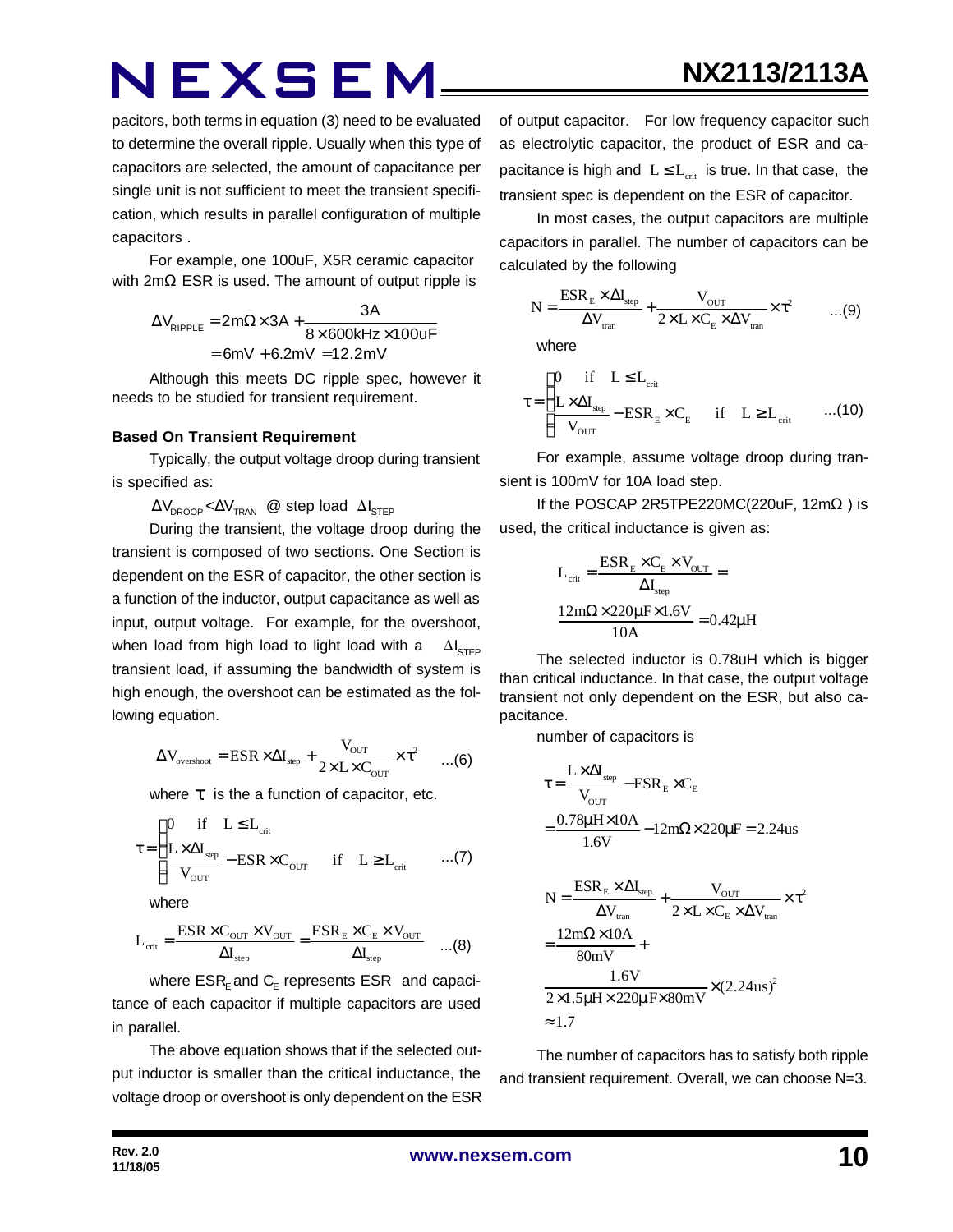pacitors, both terms in equation (3) need to be evaluated to determine the overall ripple. Usually when this type of capacitors are selected, the amount of capacitance per single unit is not sufficient to meet the transient specification, which results in parallel configuration of multiple capacitors .

For example, one 100uF, X5R ceramic capacitor with 2mΩ ESR is used. The amount of output ripple is

$$\Delta V_{RIPPLE} = 2m\Omega \times 3A + \frac{3A}{8 \times 600kHz \times 100uF}$$
$$= 6mV + 6.2mV = 12.2mV$$

Although this meets DC ripple spec, however it needs to be studied for transient requirement.

**Based On Transient Requirement**

Typically, the output voltage droop during transient is specified as:

$\Delta V_{DROOP} < \Delta V_{TRAN}$ @ step load $\Delta I_{STEP}$

During the transient, the voltage droop during the transient is composed of two sections. One Section is dependent on the ESR of capacitor, the other section is a function of the inductor, output capacitance as well as input, output voltage. For example, for the overshoot, when load from high load to light load with a $\Delta I_{STEP}$ transient load, if assuming the bandwidth of system is high enough, the overshoot can be estimated as the following equation.

$$\Delta V_{overshoot} = ESR \times \Delta I_{step} + \frac{V_{OUT}}{2 \times L \times C_{OUT}} \times \tau^2 \quad ...(6)$$

where $\tau$ is the a function of capacitor, etc.

$$\tau = \begin{cases} 0 & \text{if} \quad L \le L_{crit} \\ \frac{L \times \Delta I_{step}}{V_{OUT}} - ESR \times C_{OUT} & \text{if} \quad L \ge L_{crit} \end{cases} \quad ...(7)$$

where

$$L_{crit} = \frac{ESR \times C_{OUT} \times V_{OUT}}{\Delta I_{step}} = \frac{ESR_E \times C_E \times V_{OUT}}{\Delta I_{step}} \quad ...(8)$$

where $ESR_E$ and $C_E$ represents ESR and capacitance of each capacitor if multiple capacitors are used in parallel.

The above equation shows that if the selected output inductor is smaller than the critical inductance, the voltage droop or overshoot is only dependent on the ESR of output capacitor. For low frequency capacitor such as electrolytic capacitor, the product of ESR and capacitance is high and $L \le L_{crit}$ is true. In that case, the transient spec is dependent on the ESR of capacitor.

In most cases, the output capacitors are multiple capacitors in parallel. The number of capacitors can be calculated by the following

$$N = \frac{ESR_E \times \Delta I_{step}}{\Delta V_{tran}} + \frac{V_{OUT}}{2 \times L \times C_E \times \Delta V_{tran}} \times \tau^2 \quad ...(9)$$

where

$$\tau = \begin{cases} 0 & \text{if} \quad L \le L_{crit} \\ \frac{L \times \Delta I_{step}}{V_{OUT}} - ESR_E \times C_E & \text{if} \quad L \ge L_{crit} \end{cases} \quad ...(10)$$

For example, assume voltage droop during transient is 100mV for 10A load step.

If the POSCAP 2R5TPE220MC(220uF, 12mΩ ) is used, the critical inductance is given as:

$$L_{crit} = \frac{ESR_E \times C_E \times V_{OUT}}{\Delta I_{step}} =$$
$$\frac{12m\Omega \times 220\mu F \times 1.6V}{10A} = 0.42\mu H$$

The selected inductor is 0.78uH which is bigger than critical inductance. In that case, the output voltage transient not only dependent on the ESR, but also capacitance.

number of capacitors is

$$\tau = \frac{L \times \Delta I_{step}}{V_{OUT}} - ESR_E \times C_E$$
$$= \frac{0.78\mu H \times 10A}{1.6V} - 12m\Omega \times 220\mu F = 2.24us$$

$$N = \frac{ESR_E \times \Delta I_{step}}{\Delta V_{tran}} + \frac{V_{OUT}}{2 \times L \times C_E \times \Delta V_{tran}} \times \tau^2$$
$$= \frac{12m\Omega \times 10A}{80mV} +$$
$$\frac{1.6V}{2 \times 1.5\mu H \times 220\mu F \times 80mV} \times (2.24us)^2$$
$$\approx 1.7$$

The number of capacitors has to satisfy both ripple and transient requirement. Overall, we can choose N=3.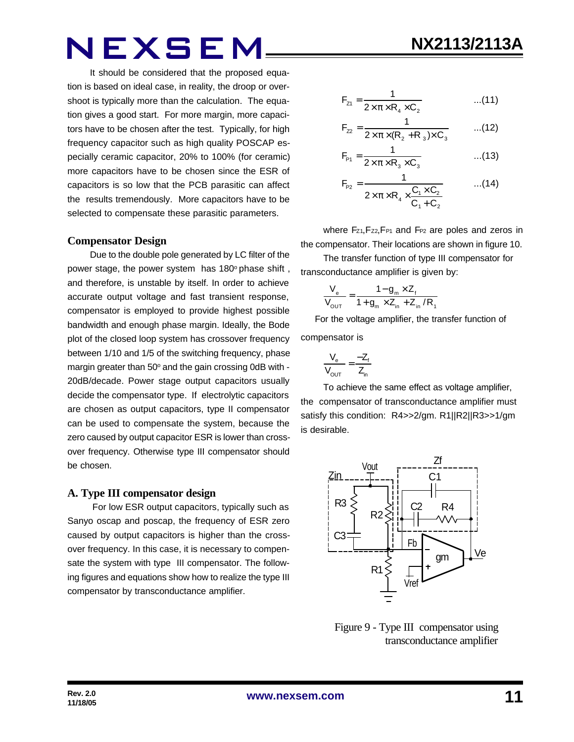It should be considered that the proposed equation is based on ideal case, in reality, the droop or overshoot is typically more than the calculation. The equation gives a good start. For more margin, more capacitors have to be chosen after the test. Typically, for high frequency capacitor such as high quality POSCAP especially ceramic capacitor, 20% to 100% (for ceramic) more capacitors have to be chosen since the ESR of capacitors is so low that the PCB parasitic can affect the results tremendously. More capacitors have to be selected to compensate these parasitic parameters.

**Compensator Design**

Due to the double pole generated by LC filter of the power stage, the power system has 180° phase shift , and therefore, is unstable by itself. In order to achieve accurate output voltage and fast transient response, compensator is employed to provide highest possible bandwidth and enough phase margin. Ideally, the Bode plot of the closed loop system has crossover frequency between 1/10 and 1/5 of the switching frequency, phase margin greater than 50° and the gain crossing 0dB with -20dB/decade. Power stage output capacitors usually decide the compensator type. If electrolytic capacitors are chosen as output capacitors, type II compensator can be used to compensate the system, because the zero caused by output capacitor ESR is lower than crossover frequency. Otherwise type III compensator should be chosen.

**A. Type III compensator design**

For low ESR output capacitors, typically such as Sanyo oscap and poscap, the frequency of ESR zero caused by output capacitors is higher than the crossover frequency. In this case, it is necessary to compensate the system with type III compensator. The following figures and equations show how to realize the type III compensator by transconductance amplifier.

$$F_{Z1} = \frac{1}{2 \times \pi \times R_4 \times C_2} \qquad ...(11)$$

$$F_{Z2} = \frac{1}{2 \times \pi \times (R_2 + R_3) \times C_3} \qquad ...(12)$$

$$F_{P1} = \frac{1}{2 \times \pi \times R_3 \times C_3} \qquad ...(13)$$

$$F_{P2} = \frac{1}{2 \times \pi \times R_4 \times \frac{C_1 \times C_2}{C_1 + C_2}} \qquad ...(14)$$

where $F_{Z1}$, $F_{Z2}$, $F_{P1}$ and $F_{P2}$ are poles and zeros in the compensator. Their locations are shown in figure 10.

The transfer function of type III compensator for transconductance amplifier is given by:

$$\frac{V_e}{V_{OUT}} = \frac{1 - g_m \times Z_f}{1 + g_m \times Z_{in} + Z_{in} / R_1}$$

For the voltage amplifier, the transfer function of compensator is

$$\frac{V_e}{V_{OUT}} = \frac{-Z_f}{Z_{in}}$$

To achieve the same effect as voltage amplifier, the compensator of transconductance amplifier must satisfy this condition: $R4 >> 2/gm$. $R1||R2||R3 >> 1/gm$ is desirable.

Figure 9 - Type III compensator using transconductance amplifier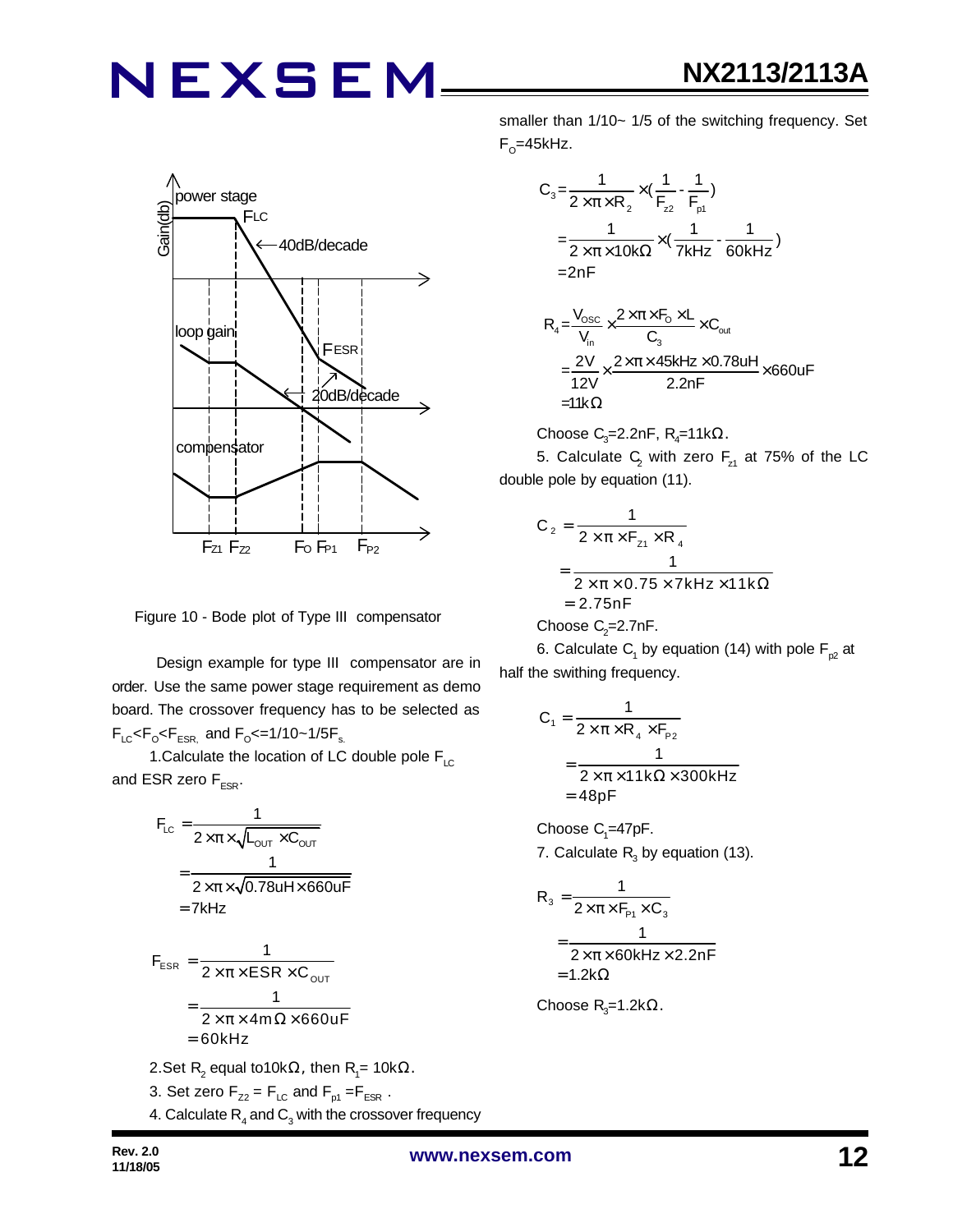Figure 10 - Bode plot of Type III compensator

Design example for type III compensator are in order. Use the same power stage requirement as demo board. The crossover frequency has to be selected as $F_{LC}<F_O<F_{ESR,}$ and $F_O<=1/10\sim1/5F_s$.

1.Calculate the location of LC double pole $F_{LC}$ and ESR zero $F_{ESR}$.

$$F_{LC} = \frac{1}{2\times\pi\times\sqrt{L_{OUT}\times C_{OUT}}} = \frac{1}{2\times\pi\times\sqrt{0.78uH\times 660uF}} = 7kHz$$

$$F_{ESR} = \frac{1}{2\times\pi\times ESR\times C_{OUT}} = \frac{1}{2\times\pi\times 4m\Omega\times 660uF} = 60kHz$$

2.Set $R_2$ equal to10k$\Omega$, then $R_1$= 10k$\Omega$.

3. Set zero $F_{Z2} = F_{LC}$ and $F_{p1} = F_{ESR}$ .

4. Calculate $R_4$ and $C_3$ with the crossover frequency smaller than 1/10~ 1/5 of the switching frequency. Set $F_O$=45kHz.

$$C_3 = \frac{1}{2\times\pi\times R_2}\times\left(\frac{1}{F_{z2}}-\frac{1}{F_{p1}}\right) = \frac{1}{2\times\pi\times 10k\Omega}\times\left(\frac{1}{7kHz}-\frac{1}{60kHz}\right) = 2nF$$

$$R_4 = \frac{V_{OSC}}{V_{in}}\times\frac{2\times\pi\times F_O\times L}{C_3}\times C_{out} = \frac{2V}{12V}\times\frac{2\times\pi\times 45kHz\times 0.78uH}{2.2nF}\times 660uF = 11k\Omega$$

Choose $C_3$=2.2nF, $R_4$=11k$\Omega$.

5. Calculate $C_2$ with zero $F_{z1}$ at 75% of the LC double pole by equation (11).

$$C_2 = \frac{1}{2\times\pi\times F_{Z1}\times R_4} = \frac{1}{2\times\pi\times 0.75\times 7kHz\times 11k\Omega} = 2.75nF$$

Choose $C_2$=2.7nF.

6. Calculate $C_1$ by equation (14) with pole $F_{p2}$ at half the swithing frequency.

$$C_1 = \frac{1}{2\times\pi\times R_4\times F_{P2}} = \frac{1}{2\times\pi\times 11k\Omega\times 300kHz} = 48pF$$

Choose $C_1$=47pF.

7. Calculate $R_3$ by equation (13).

$$R_3 = \frac{1}{2\times\pi\times F_{P1}\times C_3} = \frac{1}{2\times\pi\times 60kHz\times 2.2nF} = 1.2k\Omega$$

Choose $R_3$=1.2k$\Omega$.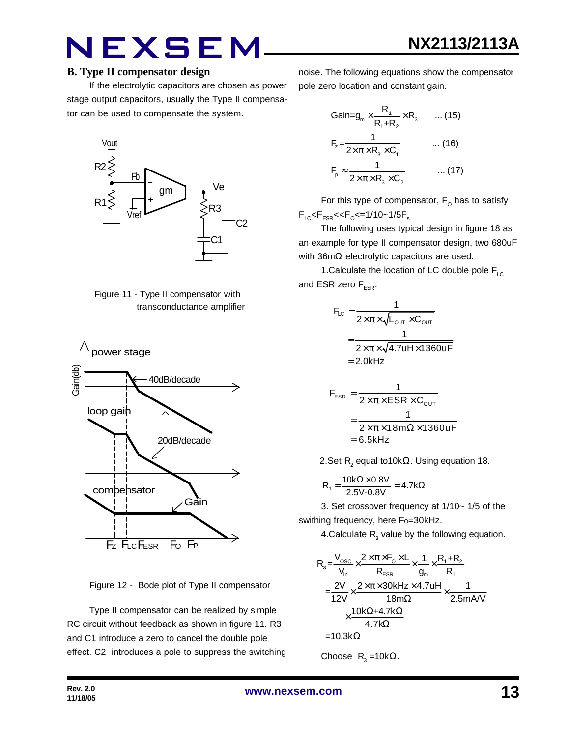### B. Type II compensator design

If the electrolytic capacitors are chosen as power stage output capacitors, usually the Type II compensator can be used to compensate the system.

Figure 11 - Type II compensator with transconductance amplifier

Figure 12 - Bode plot of Type II compensator

Type II compensator can be realized by simple RC circuit without feedback as shown in figure 11. R3 and C1 introduce a zero to cancel the double pole effect. C2 introduces a pole to suppress the switching noise. The following equations show the compensator pole zero location and constant gain.

$$\text{Gain}=g_m \times \frac{R_1}{R_1+R_2} \times R_3 \quad \text{... (15)}$$

$$F_z=\frac{1}{2\times\pi\times R_3 \times C_1} \quad \text{... (16)}$$

$$F_p \approx \frac{1}{2\times\pi\times R_3 \times C_2} \quad \text{... (17)}$$

For this type of compensator, $F_O$ has to satisfy $F_{LC}<F_{ESR}<<F_O<=1/10\sim1/5F_s$.

The following uses typical design in figure 18 as an example for type II compensator design, two 680uF with 36mΩ electrolytic capacitors are used.

1.Calculate the location of LC double pole $F_{LC}$ and ESR zero $F_{ESR}$.

$$\begin{aligned}F_{LC} &= \frac{1}{2\times\pi\times\sqrt{L_{OUT}\times C_{OUT}}}\\ &= \frac{1}{2\times\pi\times\sqrt{4.7uH\times1360uF}}\\ &= 2.0kHz\end{aligned}$$

$$\begin{aligned}F_{ESR} &= \frac{1}{2\times\pi\times ESR\times C_{OUT}}\\ &= \frac{1}{2\times\pi\times18m\Omega\times1360uF}\\ &= 6.5kHz\end{aligned}$$

2.Set $R_2$ equal to10kΩ. Using equation 18.

$$R_1=\frac{10k\Omega\times0.8V}{2.5V-0.8V}=4.7k\Omega$$

3. Set crossover frequency at 1/10~ 1/5 of the swithing frequency, here Fo=30kHz.

4.Calculate $R_3$ value by the following equation.

$$\begin{aligned}R_3 &= \frac{V_{OSC}}{V_{in}}\times\frac{2\times\pi\times F_O\times L}{R_{ESR}}\times\frac{1}{g_m}\times\frac{R_1+R_2}{R_1}\\ &= \frac{2V}{12V}\times\frac{2\times\pi\times30kHz\times4.7uH}{18m\Omega}\times\frac{1}{2.5mA/V}\\ &\quad\times\frac{10k\Omega+4.7k\Omega}{4.7k\Omega}\\ &=10.3k\Omega\end{aligned}$$

Choose $R_3$ =10kΩ.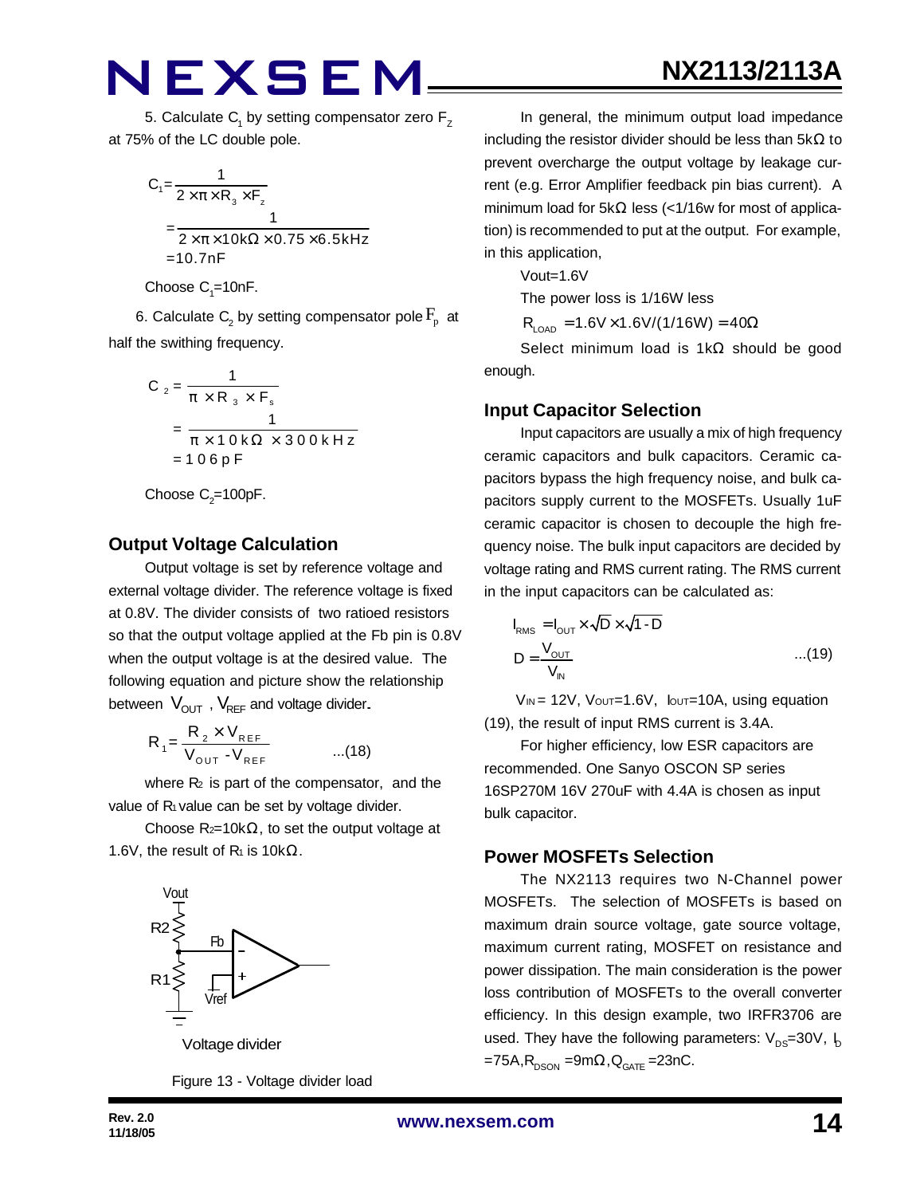5. Calculate $C_1$ by setting compensator zero $F_Z$ at 75% of the LC double pole.

$$C_1 = \frac{1}{2 \times \pi \times R_3 \times F_z}$$
$$= \frac{1}{2 \times \pi \times 10k\Omega \times 0.75 \times 6.5kHz}$$
$$= 10.7nF$$

Choose $C_1$=10nF.

6. Calculate $C_2$ by setting compensator pole $F_p$ at half the swithing frequency.

$$C_2 = \frac{1}{\pi \times R_3 \times F_s}$$
$$= \frac{1}{\pi \times 10k\Omega \times 300kHz}$$
$$= 106pF$$

Choose $C_2$=100pF.

## Output Voltage Calculation

Output voltage is set by reference voltage and external voltage divider. The reference voltage is fixed at 0.8V. The divider consists of two ratioed resistors so that the output voltage applied at the Fb pin is 0.8V when the output voltage is at the desired value. The following equation and picture show the relationship between $V_{OUT}$ , $V_{REF}$ and voltage divider.

$$R_1 = \frac{R_2 \times V_{REF}}{V_{OUT} - V_{REF}} \qquad ...(18)$$

where $R_2$ is part of the compensator, and the value of $R_1$ value can be set by voltage divider.

Choose $R_2$=10kΩ, to set the output voltage at 1.6V, the result of $R_1$ is 10kΩ.

Vout

R2

Fb

R1

Vref

Voltage divider

Figure 13 - Voltage divider load

In general, the minimum output load impedance including the resistor divider should be less than 5kΩ to prevent overcharge the output voltage by leakage current (e.g. Error Amplifier feedback pin bias current). A minimum load for 5kΩ less (<1/16w for most of application) is recommended to put at the output. For example, in this application,

Vout=1.6V

The power loss is 1/16W less

$$R_{LOAD} = 1.6V \times 1.6V/(1/16W) = 40\Omega$$

Select minimum load is 1kΩ should be good enough.

## Input Capacitor Selection

Input capacitors are usually a mix of high frequency ceramic capacitors and bulk capacitors. Ceramic capacitors bypass the high frequency noise, and bulk capacitors supply current to the MOSFETs. Usually 1uF ceramic capacitor is chosen to decouple the high frequency noise. The bulk input capacitors are decided by voltage rating and RMS current rating. The RMS current in the input capacitors can be calculated as:

$$I_{RMS} = I_{OUT} \times \sqrt{D} \times \sqrt{1-D}$$
$$D = \frac{V_{OUT}}{V_{IN}} \qquad ...(19)$$

$V_{IN}$ = 12V, $V_{OUT}$=1.6V, $I_{OUT}$=10A, using equation (19), the result of input RMS current is 3.4A.

For higher efficiency, low ESR capacitors are recommended. One Sanyo OSCON SP series 16SP270M 16V 270uF with 4.4A is chosen as input bulk capacitor.

## Power MOSFETs Selection

The NX2113 requires two N-Channel power MOSFETs. The selection of MOSFETs is based on maximum drain source voltage, gate source voltage, maximum current rating, MOSFET on resistance and power dissipation. The main consideration is the power loss contribution of MOSFETs to the overall converter efficiency. In this design example, two IRFR3706 are used. They have the following parameters: $V_{DS}$=30V, $I_D$ =75A, $R_{DSON}$ =9mΩ, $Q_{GATE}$ =23nC.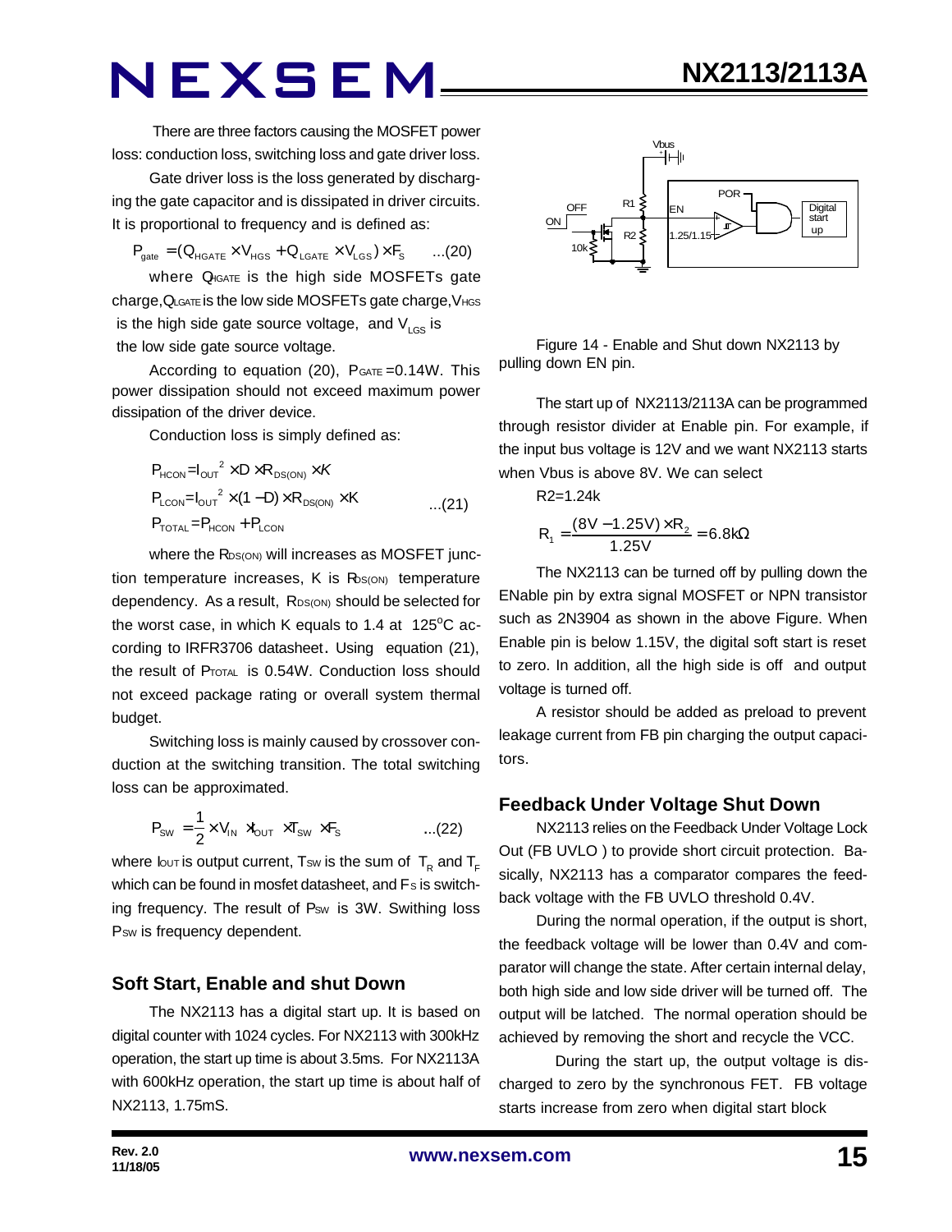There are three factors causing the MOSFET power loss: conduction loss, switching loss and gate driver loss.

Gate driver loss is the loss generated by discharging the gate capacitor and is dissipated in driver circuits. It is proportional to frequency and is defined as:

$$P_{gate} = (Q_{HGATE} \times V_{HGS} + Q_{LGATE} \times V_{LGS}) \times F_S \quad ...(20)$$

where $Q_{HGATE}$ is the high side MOSFETs gate charge, $Q_{LGATE}$ is the low side MOSFETs gate charge, $V_{HGS}$ is the high side gate source voltage, and $V_{LGS}$ is the low side gate source voltage.

According to equation (20), $P_{GATE}$=0.14W. This power dissipation should not exceed maximum power dissipation of the driver device.

Conduction loss is simply defined as:

$$P_{HCON} = I_{OUT}^2 \times D \times R_{DS(ON)} \times K$$

$$P_{LCON} = I_{OUT}^2 \times (1-D) \times R_{DS(ON)} \times K \quad ...(21)$$

$$P_{TOTAL} = P_{HCON} + P_{LCON}$$

where the $R_{DS(ON)}$ will increases as MOSFET junction temperature increases, K is $R_{DS(ON)}$ temperature dependency. As a result, $R_{DS(ON)}$ should be selected for the worst case, in which K equals to 1.4 at 125°C according to IRFR3706 datasheet. Using equation (21), the result of $P_{TOTAL}$ is 0.54W. Conduction loss should not exceed package rating or overall system thermal budget.

Switching loss is mainly caused by crossover conduction at the switching transition. The total switching loss can be approximated.

$$P_{SW} = \frac{1}{2} \times V_{IN} \times I_{OUT} \times T_{SW} \times F_S \quad ...(22)$$

where $I_{OUT}$ is output current, $T_{SW}$ is the sum of $T_R$ and $T_F$ which can be found in mosfet datasheet, and $F_S$ is switching frequency. The result of $P_{SW}$ is 3W. Swithing loss $P_{SW}$ is frequency dependent.

## Soft Start, Enable and shut Down

The NX2113 has a digital start up. It is based on digital counter with 1024 cycles. For NX2113 with 300kHz operation, the start up time is about 3.5ms. For NX2113A with 600kHz operation, the start up time is about half of NX2113, 1.75mS.

Figure 14 - Enable and Shut down NX2113 by pulling down EN pin.

The start up of NX2113/2113A can be programmed through resistor divider at Enable pin. For example, if the input bus voltage is 12V and we want NX2113 starts when Vbus is above 8V. We can select

R2=1.24k

$$R_1 = \frac{(8V - 1.25V) \times R_2}{1.25V} = 6.8k\Omega$$

The NX2113 can be turned off by pulling down the ENable pin by extra signal MOSFET or NPN transistor such as 2N3904 as shown in the above Figure. When Enable pin is below 1.15V, the digital soft start is reset to zero. In addition, all the high side is off and output voltage is turned off.

A resistor should be added as preload to prevent leakage current from FB pin charging the output capacitors.

## Feedback Under Voltage Shut Down

NX2113 relies on the Feedback Under Voltage Lock Out (FB UVLO ) to provide short circuit protection. Basically, NX2113 has a comparator compares the feedback voltage with the FB UVLO threshold 0.4V.

During the normal operation, if the output is short, the feedback voltage will be lower than 0.4V and comparator will change the state. After certain internal delay, both high side and low side driver will be turned off. The output will be latched. The normal operation should be achieved by removing the short and recycle the VCC.

During the start up, the output voltage is discharged to zero by the synchronous FET. FB voltage starts increase from zero when digital start block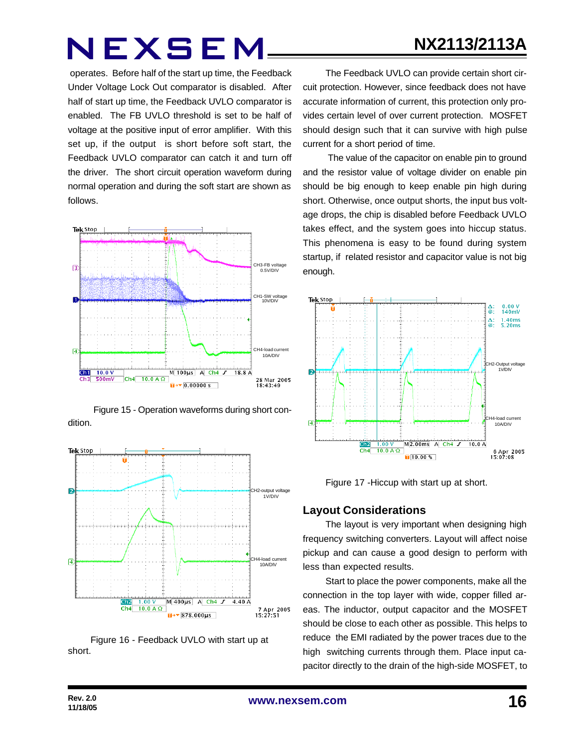operates. Before half of the start up time, the Feedback Under Voltage Lock Out comparator is disabled. After half of start up time, the Feedback UVLO comparator is enabled. The FB UVLO threshold is set to be half of voltage at the positive input of error amplifier. With this set up, if the output is short before soft start, the Feedback UVLO comparator can catch it and turn off the driver. The short circuit operation waveform during normal operation and during the soft start are shown as follows.

Figure 15 - Operation waveforms during short condition.

Figure 16 - Feedback UVLO with start up at short.

The Feedback UVLO can provide certain short circuit protection. However, since feedback does not have accurate information of current, this protection only provides certain level of over current protection. MOSFET should design such that it can survive with high pulse current for a short period of time.

The value of the capacitor on enable pin to ground and the resistor value of voltage divider on enable pin should be big enough to keep enable pin high during short. Otherwise, once output shorts, the input bus voltage drops, the chip is disabled before Feedback UVLO takes effect, and the system goes into hiccup status. This phenomena is easy to be found during system startup, if related resistor and capacitor value is not big enough.

Figure 17 -Hiccup with start up at short.

## Layout Considerations

The layout is very important when designing high frequency switching converters. Layout will affect noise pickup and can cause a good design to perform with less than expected results.

Start to place the power components, make all the connection in the top layer with wide, copper filled areas. The inductor, output capacitor and the MOSFET should be close to each other as possible. This helps to reduce the EMI radiated by the power traces due to the high switching currents through them. Place input capacitor directly to the drain of the high-side MOSFET, to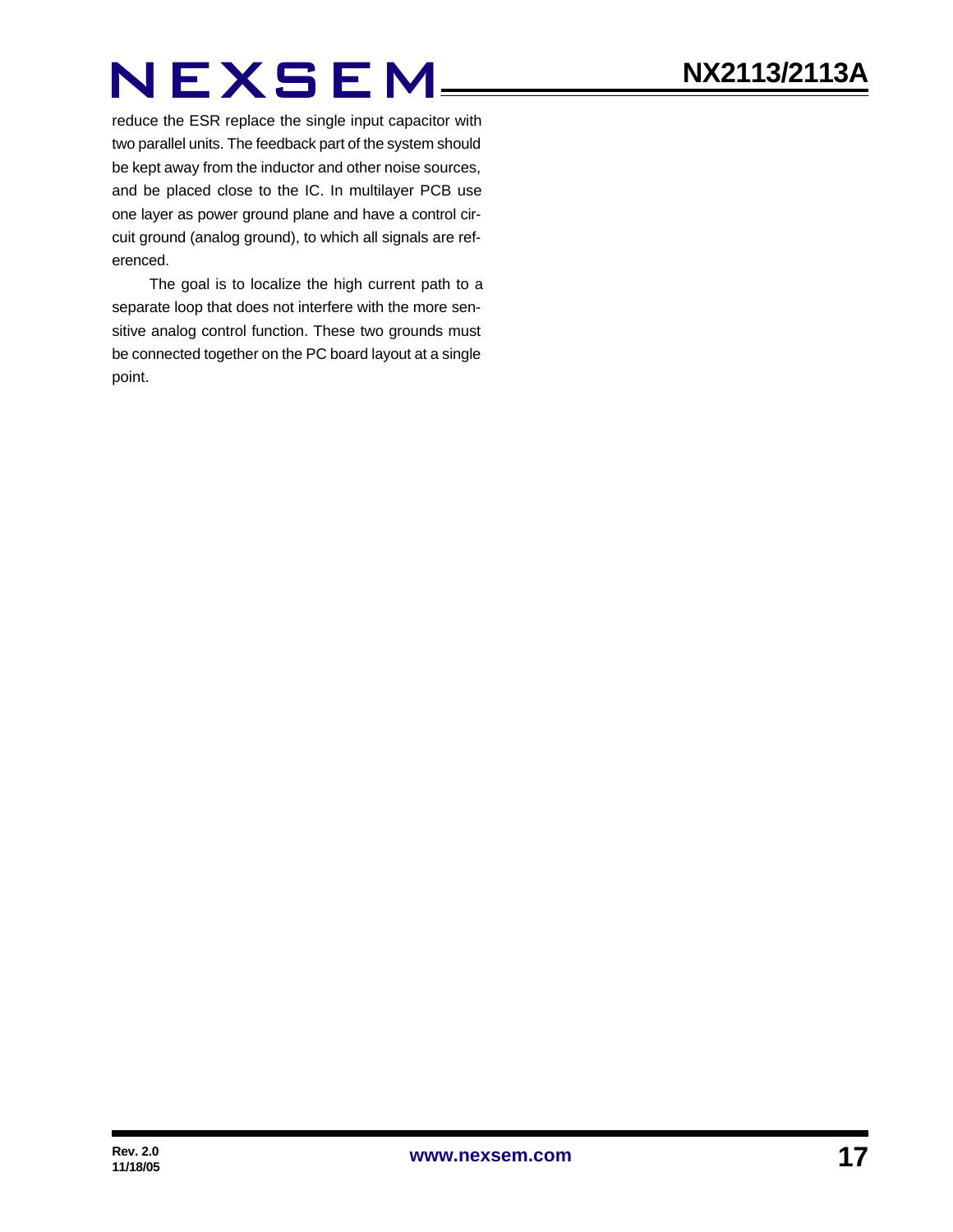reduce the ESR replace the single input capacitor with two parallel units. The feedback part of the system should be kept away from the inductor and other noise sources, and be placed close to the IC. In multilayer PCB use one layer as power ground plane and have a control circuit ground (analog ground), to which all signals are referenced.

The goal is to localize the high current path to a separate loop that does not interfere with the more sensitive analog control function. These two grounds must be connected together on the PC board layout at a single point.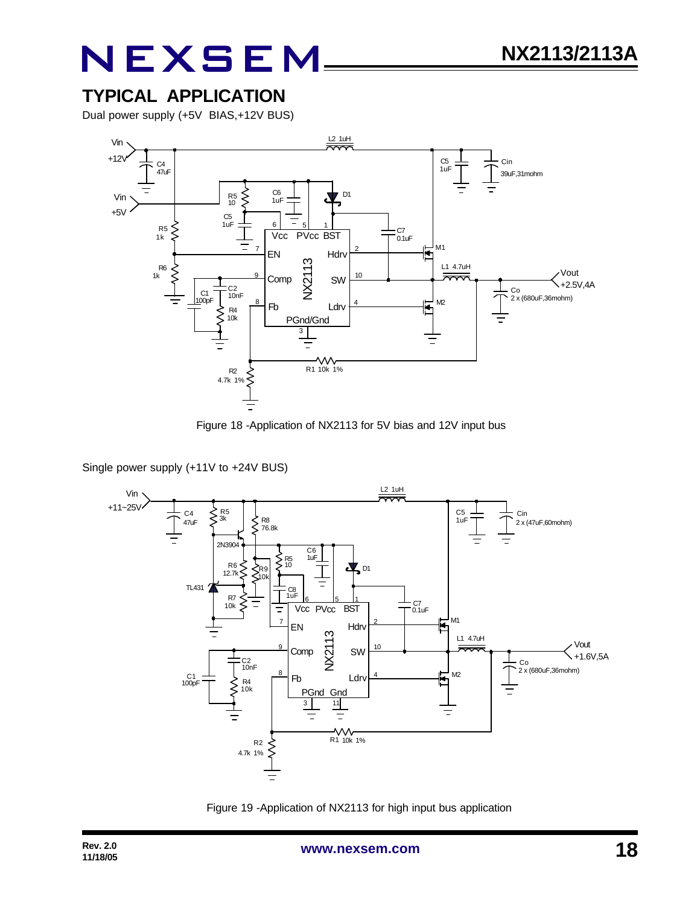## TYPICAL APPLICATION

Dual power supply (+5V BIAS,+12V BUS)

Figure 18 -Application of NX2113 for 5V bias and 12V input bus

Single power supply (+11V to +24V BUS)

Figure 19 -Application of NX2113 for high input bus application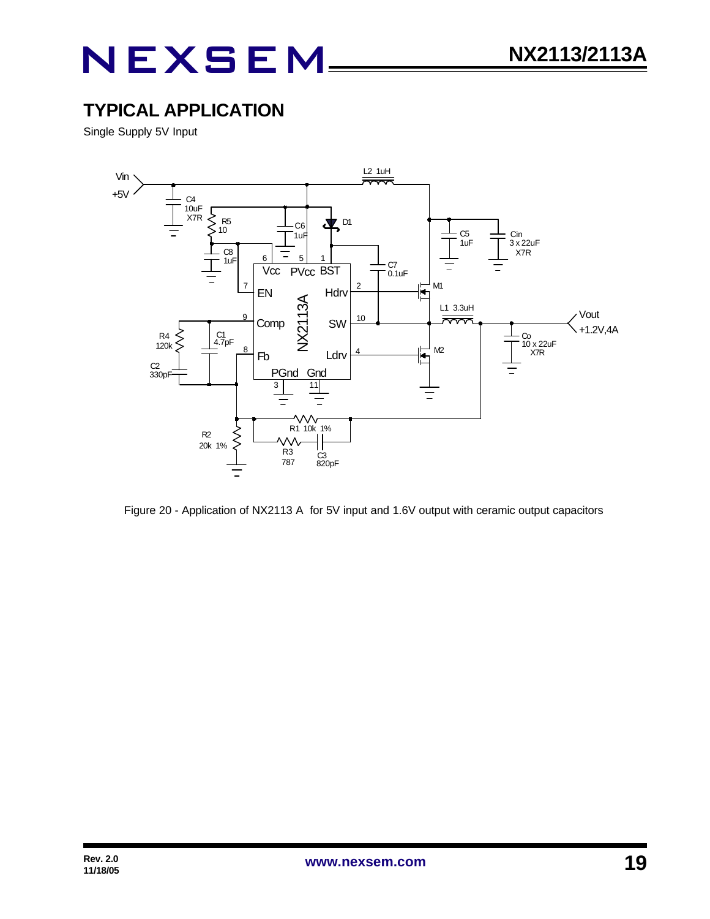## TYPICAL APPLICATION

Single Supply 5V Input

Vin
+5V
C4
10uF
X7R
R5
10
C6
1uF
D1
L2 1uH
C5
1uF
Cin
3 x 22uF
X7R
C8
1uF
6
5
1
Vcc
PVcc
BST
C7
0.1uF
7
EN
Hdrv
2
M1
NX2113A
L1 3.3uH
9
Comp
SW
10
Vout
+1.2V,4A
R4
120k
C1
4.7pF
Co
10 x 22uF
X7R
8
Fb
Ldrv
4
M2
C2
330pF
PGnd
Gnd
3
11
R1 10k 1%
R2
20k 1%
R3
787
C3
820pF

Figure 20 - Application of NX2113 A for 5V input and 1.6V output with ceramic output capacitors